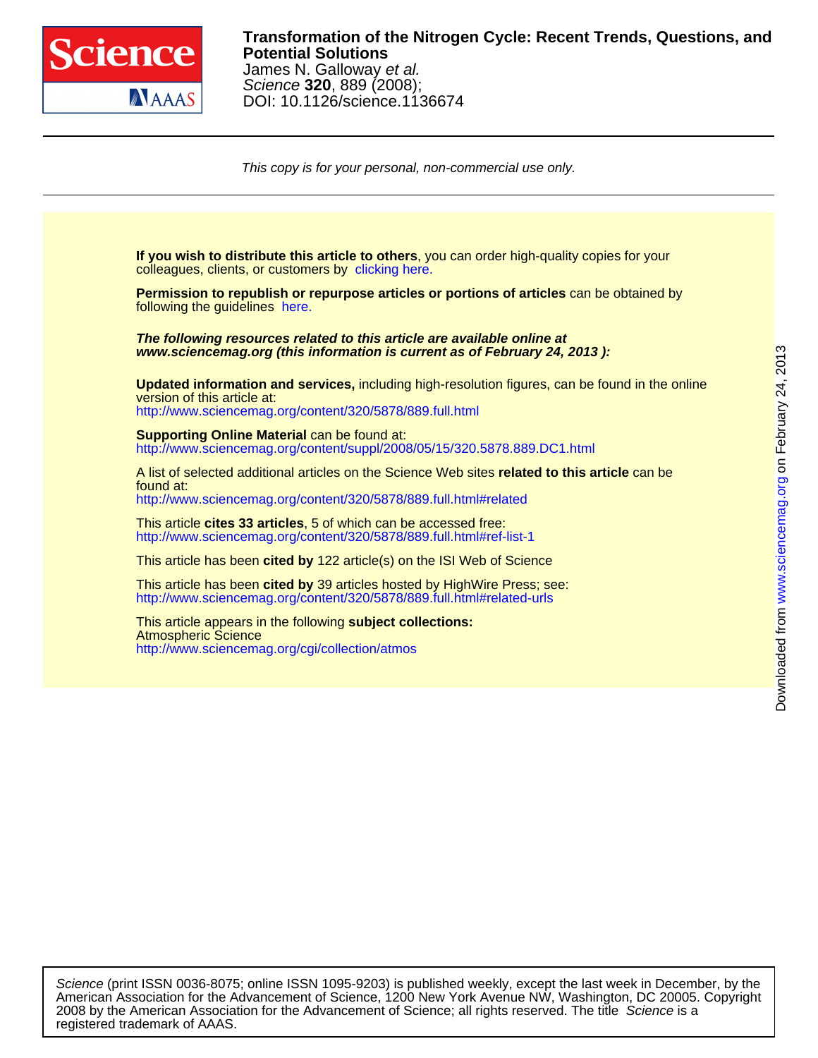**Transformation of the Nitrogen Cycle: Recent Trends, Questions, and Potential Solutions**

James N. Galloway *et al.*

*Science* **320**, 889 (2008);

DOI: 10.1126/science.1136674

*This copy is for your personal, non-commercial use only.*

**If you wish to distribute this article to others**, you can order high-quality copies for your colleagues, clients, or customers by clicking here.

**Permission to republish or repurpose articles or portions of articles** can be obtained by following the guidelines here.

***The following resources related to this article are available online at www.sciencemag.org (this information is current as of February 24, 2013 ):***

**Updated information and services,** including high-resolution figures, can be found in the online version of this article at:
http://www.sciencemag.org/content/320/5878/889.full.html

**Supporting Online Material** can be found at:
http://www.sciencemag.org/content/suppl/2008/05/15/320.5878.889.DC1.html

A list of selected additional articles on the Science Web sites **related to this article** can be found at:
http://www.sciencemag.org/content/320/5878/889.full.html#related

This article **cites 33 articles**, 5 of which can be accessed free:
http://www.sciencemag.org/content/320/5878/889.full.html#ref-list-1

This article has been **cited by** 122 article(s) on the ISI Web of Science

This article has been **cited by** 39 articles hosted by HighWire Press; see:
http://www.sciencemag.org/content/320/5878/889.full.html#related-urls

This article appears in the following **subject collections:**
Atmospheric Science
http://www.sciencemag.org/cgi/collection/atmos

*Science* (print ISSN 0036-8075; online ISSN 1095-9203) is published weekly, except the last week in December, by the American Association for the Advancement of Science, 1200 New York Avenue NW, Washington, DC 20005. Copyright 2008 by the American Association for the Advancement of Science; all rights reserved. The title *Science* is a registered trademark of AAAS.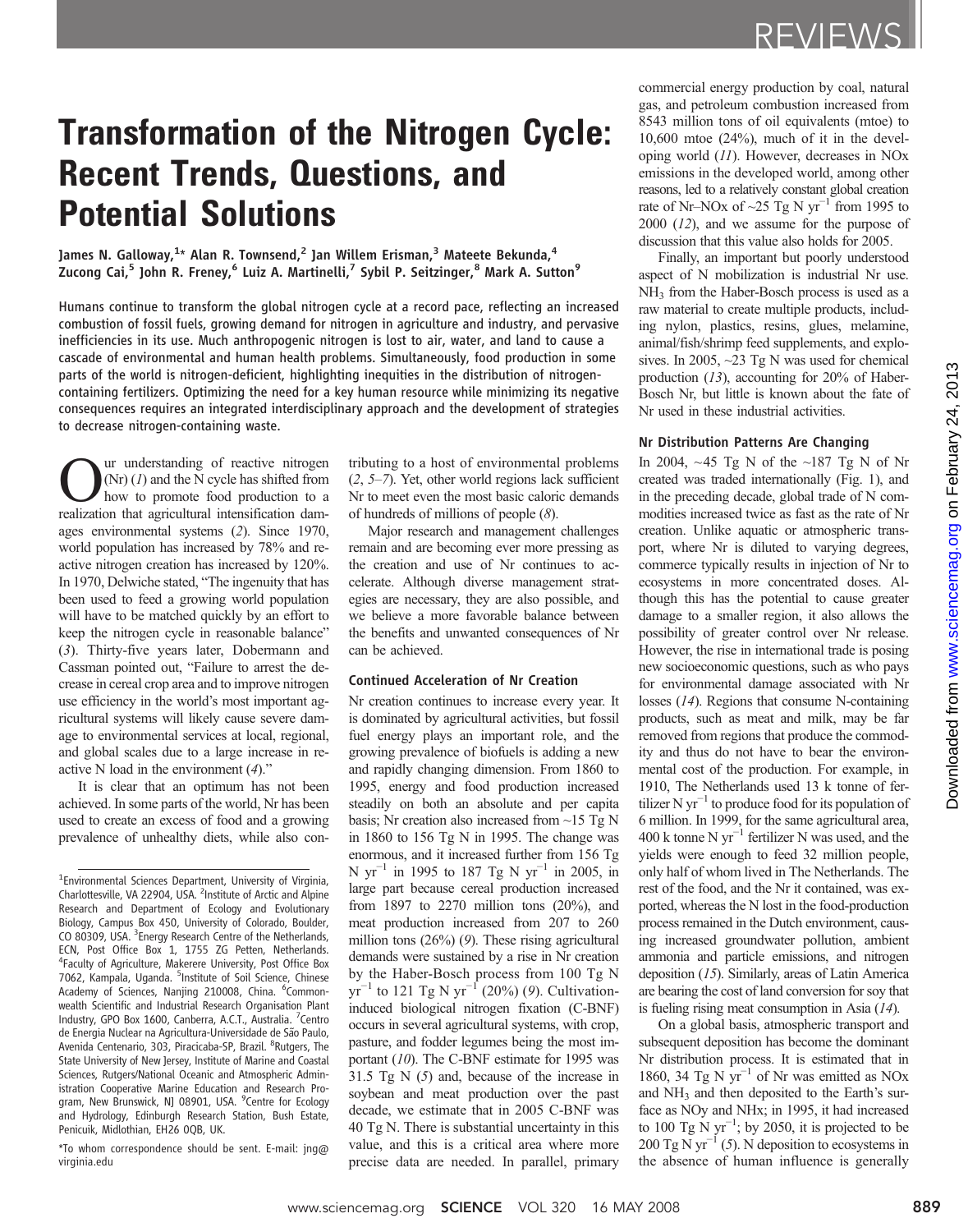# Transformation of the Nitrogen Cycle: Recent Trends, Questions, and Potential Solutions

James N. Galloway,[1]* Alan R. Townsend,[2] Jan Willem Erisman,[3] Mateete Bekunda,[4] Zucong Cai,[5] John R. Freney,[6] Luiz A. Martinelli,[7] Sybil P. Seitzinger,[8] Mark A. Sutton[9]

Humans continue to transform the global nitrogen cycle at a record pace, reflecting an increased combustion of fossil fuels, growing demand for nitrogen in agriculture and industry, and pervasive inefficiencies in its use. Much anthropogenic nitrogen is lost to air, water, and land to cause a cascade of environmental and human health problems. Simultaneously, food production in some parts of the world is nitrogen-deficient, highlighting inequities in the distribution of nitrogen-containing fertilizers. Optimizing the need for a key human resource while minimizing its negative consequences requires an integrated interdisciplinary approach and the development of strategies to decrease nitrogen-containing waste.

Our understanding of reactive nitrogen (Nr) (*1*) and the N cycle has shifted from how to promote food production to a realization that agricultural intensification damages environmental systems (*2*). Since 1970, world population has increased by 78% and reactive nitrogen creation has increased by 120%. In 1970, Delwiche stated, "The ingenuity that has been used to feed a growing world population will have to be matched quickly by an effort to keep the nitrogen cycle in reasonable balance" (*3*). Thirty-five years later, Dobermann and Cassman pointed out, "Failure to arrest the decrease in cereal crop area and to improve nitrogen use efficiency in the world's most important agricultural systems will likely cause severe damage to environmental services at local, regional, and global scales due to a large increase in reactive N load in the environment (*4*)."

It is clear that an optimum has not been achieved. In some parts of the world, Nr has been used to create an excess of food and a growing prevalence of unhealthy diets, while also contributing to a host of environmental problems (*2*, *5*–*7*). Yet, other world regions lack sufficient Nr to meet even the most basic caloric demands of hundreds of millions of people (*8*).

Major research and management challenges remain and are becoming ever more pressing as the creation and use of Nr continues to accelerate. Although diverse management strategies are necessary, they are also possible, and we believe a more favorable balance between the benefits and unwanted consequences of Nr can be achieved.

### Continued Acceleration of Nr Creation

Nr creation continues to increase every year. It is dominated by agricultural activities, but fossil fuel energy plays an important role, and the growing prevalence of biofuels is adding a new and rapidly changing dimension. From 1860 to 1995, energy and food production increased steadily on both an absolute and per capita basis; Nr creation also increased from ~15 Tg N in 1860 to 156 Tg N in 1995. The change was enormous, and it increased further from 156 Tg N $yr^{-1}$ in 1995 to 187 Tg N $yr^{-1}$ in 2005, in large part because cereal production increased from 1897 to 2270 million tons (20%), and meat production increased from 207 to 260 million tons (26%) (*9*). These rising agricultural demands were sustained by a rise in Nr creation by the Haber-Bosch process from 100 Tg N $yr^{-1}$ to 121 Tg N $yr^{-1}$ (20%) (*9*). Cultivation-induced biological nitrogen fixation (C-BNF) occurs in several agricultural systems, with crop, pasture, and fodder legumes being the most important (*10*). The C-BNF estimate for 1995 was 31.5 Tg N (*5*) and, because of the increase in soybean and meat production over the past decade, we estimate that in 2005 C-BNF was 40 Tg N. There is substantial uncertainty in this value, and this is a critical area where more precise data are needed. In parallel, primary commercial energy production by coal, natural gas, and petroleum combustion increased from 8543 million tons of oil equivalents (mtoe) to 10,600 mtoe (24%), much of it in the developing world (*11*). However, decreases in NOx emissions in the developed world, among other reasons, led to a relatively constant global creation rate of Nr–NOx of ~25 Tg N $yr^{-1}$ from 1995 to 2000 (*12*), and we assume for the purpose of discussion that this value also holds for 2005.

Finally, an important but poorly understood aspect of N mobilization is industrial Nr use. $NH_3$ from the Haber-Bosch process is used as a raw material to create multiple products, including nylon, plastics, resins, glues, melamine, animal/fish/shrimp feed supplements, and explosives. In 2005, ~23 Tg N was used for chemical production (*13*), accounting for 20% of Haber-Bosch Nr, but little is known about the fate of Nr used in these industrial activities.

### Nr Distribution Patterns Are Changing

In 2004, ~45 Tg N of the ~187 Tg N of Nr created was traded internationally (Fig. 1), and in the preceding decade, global trade of N commodities increased twice as fast as the rate of Nr creation. Unlike aquatic or atmospheric transport, where Nr is diluted to varying degrees, commerce typically results in injection of Nr to ecosystems in more concentrated doses. Although this has the potential to cause greater damage to a smaller region, it also allows the possibility of greater control over Nr release. However, the rise in international trade is posing new socioeconomic questions, such as who pays for environmental damage associated with Nr losses (*14*). Regions that consume N-containing products, such as meat and milk, may be far removed from regions that produce the commodity and thus do not have to bear the environmental cost of the production. For example, in 1910, The Netherlands used 13 k tonne of fertilizer N $yr^{-1}$ to produce food for its population of 6 million. In 1999, for the same agricultural area, 400 k tonne N $yr^{-1}$ fertilizer N was used, and the yields were enough to feed 32 million people, only half of whom lived in The Netherlands. The rest of the food, and the Nr it contained, was exported, whereas the N lost in the food-production process remained in the Dutch environment, causing increased groundwater pollution, ambient ammonia and particle emissions, and nitrogen deposition (*15*). Similarly, areas of Latin America are bearing the cost of land conversion for soy that is fueling rising meat consumption in Asia (*14*).

On a global basis, atmospheric transport and subsequent deposition has become the dominant Nr distribution process. It is estimated that in 1860, 34 Tg N $yr^{-1}$ of Nr was emitted as NOx and $NH_3$ and then deposited to the Earth's surface as NOy and NHx; in 1995, it had increased to 100 Tg N $yr^{-1}$; by 2050, it is projected to be 200 Tg N $yr^{-1}$ (*5*). N deposition to ecosystems in the absence of human influence is generally

---

[1]Environmental Sciences Department, University of Virginia, Charlottesville, VA 22904, USA. [2]Institute of Arctic and Alpine Research and Department of Ecology and Evolutionary Biology, Campus Box 450, University of Colorado, Boulder, CO 80309, USA. [3]Energy Research Centre of the Netherlands, ECN, Post Office Box 1, 1755 ZG Petten, Netherlands. [4]Faculty of Agriculture, Makerere University, Post Office Box 7062, Kampala, Uganda. [5]Institute of Soil Science, Chinese Academy of Sciences, Nanjing 210008, China. [6]Commonwealth Scientific and Industrial Research Organisation Plant Industry, GPO Box 1600, Canberra, A.C.T., Australia. [7]Centro de Energia Nuclear na Agricultura-Universidade de São Paulo, Avenida Centenario, 303, Piracicaba-SP, Brazil. [8]Rutgers, The State University of New Jersey, Institute of Marine and Coastal Sciences, Rutgers/National Oceanic and Atmospheric Administration Cooperative Marine Education and Research Program, New Brunswick, NJ 08901, USA. [9]Centre for Ecology and Hydrology, Edinburgh Research Station, Bush Estate, Penicuik, Midlothian, EH26 0QB, UK.

*To whom correspondence should be sent. E-mail: jng@virginia.edu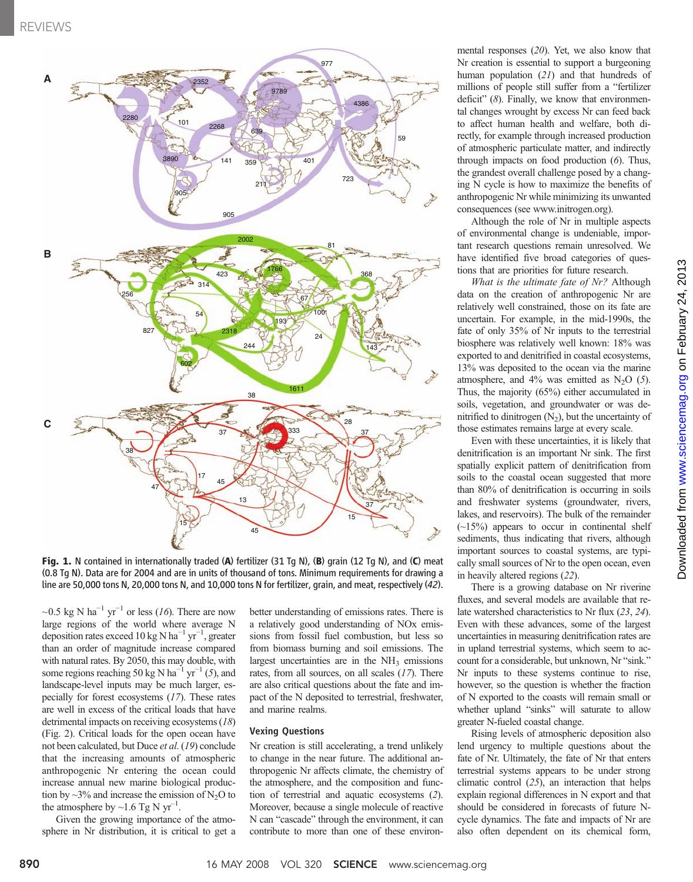Fig. 1. N contained in internationally traded (**A**) fertilizer (31 Tg N), (**B**) grain (12 Tg N), and (**C**) meat (0.8 Tg N). Data are for 2004 and are in units of thousand of tons. Minimum requirements for drawing a line are 50,000 tons N, 20,000 tons N, and 10,000 tons N for fertilizer, grain, and meat, respectively (*42*).

~0.5 kg N ha$^{-1}$ yr$^{-1}$ or less (*16*). There are now large regions of the world where average N deposition rates exceed 10 kg N ha$^{-1}$ yr$^{-1}$, greater than an order of magnitude increase compared with natural rates. By 2050, this may double, with some regions reaching 50 kg N ha$^{-1}$ yr$^{-1}$ (*5*), and landscape-level inputs may be much larger, especially for forest ecosystems (*17*). These rates are well in excess of the critical loads that have detrimental impacts on receiving ecosystems (*18*) (Fig. 2). Critical loads for the open ocean have not been calculated, but Duce *et al.* (*19*) conclude that the increasing amounts of atmospheric anthropogenic Nr entering the ocean could increase annual new marine biological production by ~3% and increase the emission of $N_2O$ to the atmosphere by ~1.6 Tg N yr$^{-1}$.

Given the growing importance of the atmosphere in Nr distribution, it is critical to get a better understanding of emissions rates. There is a relatively good understanding of NOx emissions from fossil fuel combustion, but less so from biomass burning and soil emissions. The largest uncertainties are in the $NH_3$ emissions rates, from all sources, on all scales (*17*). There are also critical questions about the fate and impact of the N deposited to terrestrial, freshwater, and marine realms.

## Vexing Questions

Nr creation is still accelerating, a trend unlikely to change in the near future. The additional anthropogenic Nr affects climate, the chemistry of the atmosphere, and the composition and function of terrestrial and aquatic ecosystems (*2*). Moreover, because a single molecule of reactive N can "cascade" through the environment, it can contribute to more than one of these environmental responses (*20*). Yet, we also know that Nr creation is essential to support a burgeoning human population (*21*) and that hundreds of millions of people still suffer from a "fertilizer deficit" (*8*). Finally, we know that environmental changes wrought by excess Nr can feed back to affect human health and welfare, both directly, for example through increased production of atmospheric particulate matter, and indirectly through impacts on food production (*6*). Thus, the grandest overall challenge posed by a changing N cycle is how to maximize the benefits of anthropogenic Nr while minimizing its unwanted consequences (see www.initrogen.org).

Although the role of Nr in multiple aspects of environmental change is undeniable, important research questions remain unresolved. We have identified five broad categories of questions that are priorities for future research.

*What is the ultimate fate of Nr?* Although data on the creation of anthropogenic Nr are relatively well constrained, those on its fate are uncertain. For example, in the mid-1990s, the fate of only 35% of Nr inputs to the terrestrial biosphere was relatively well known: 18% was exported to and denitrified in coastal ecosystems, 13% was deposited to the ocean via the marine atmosphere, and 4% was emitted as $N_2O$ (*5*). Thus, the majority (65%) either accumulated in soils, vegetation, and groundwater or was denitrified to dinitrogen ($N_2$), but the uncertainty of those estimates remains large at every scale.

Even with these uncertainties, it is likely that denitrification is an important Nr sink. The first spatially explicit pattern of denitrification from soils to the coastal ocean suggested that more than 80% of denitrification is occurring in soils and freshwater systems (groundwater, rivers, lakes, and reservoirs). The bulk of the remainder (~15%) appears to occur in continental shelf sediments, thus indicating that rivers, although important sources to coastal systems, are typically small sources of Nr to the open ocean, even in heavily altered regions (*22*).

There is a growing database on Nr riverine fluxes, and several models are available that relate watershed characteristics to Nr flux (*23*, *24*). Even with these advances, some of the largest uncertainties in measuring denitrification rates are in upland terrestrial systems, which seem to account for a considerable, but unknown, Nr "sink." Nr inputs to these systems continue to rise, however, so the question is whether the fraction of N exported to the coasts will remain small or whether upland "sinks" will saturate to allow greater N-fueled coastal change.

Rising levels of atmospheric deposition also lend urgency to multiple questions about the fate of Nr. Ultimately, the fate of Nr that enters terrestrial systems appears to be under strong climatic control (*25*), an interaction that helps explain regional differences in N export and that should be considered in forecasts of future N-cycle dynamics. The fate and impacts of Nr are also often dependent on its chemical form,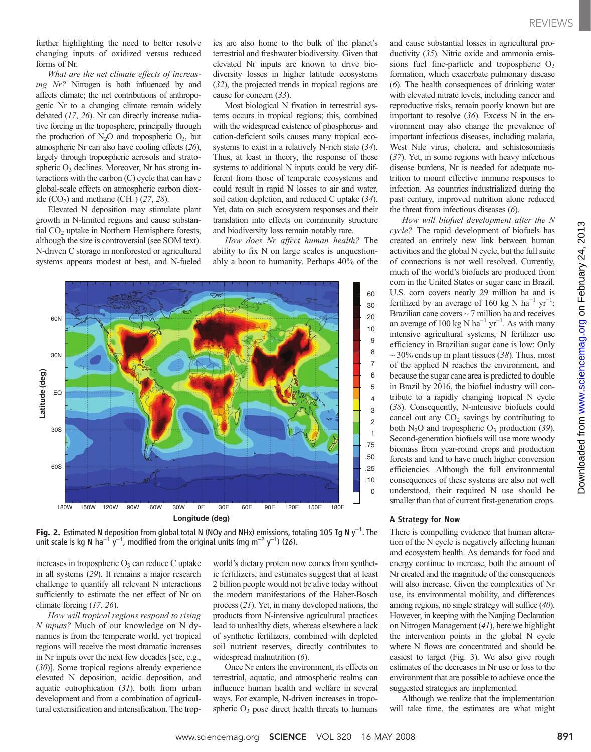further highlighting the need to better resolve changing inputs of oxidized versus reduced forms of Nr.

*What are the net climate effects of increasing Nr?* Nitrogen is both influenced by and affects climate; the net contributions of anthropogenic Nr to a changing climate remain widely debated (*17*, *26*). Nr can directly increase radiative forcing in the troposphere, principally through the production of $N_2O$ and tropospheric $O_3$, but atmospheric Nr can also have cooling effects (*26*), largely through tropospheric aerosols and stratospheric $O_3$ declines. Moreover, Nr has strong interactions with the carbon (C) cycle that can have global-scale effects on atmospheric carbon dioxide ($CO_2$) and methane ($CH_4$) (*27*, *28*).

Elevated N deposition may stimulate plant growth in N-limited regions and cause substantial $CO_2$ uptake in Northern Hemisphere forests, although the size is controversial (see SOM text). N-driven C storage in nonforested or agricultural systems appears modest at best, and N-fueled increases in tropospheric $O_3$ can reduce C uptake in all systems (*29*). It remains a major research challenge to quantify all relevant N interactions sufficiently to estimate the net effect of Nr on climate forcing (*17*, *26*).

*How will tropical regions respond to rising N inputs?* Much of our knowledge on N dynamics is from the temperate world, yet tropical regions will receive the most dramatic increases in Nr inputs over the next few decades [see, e.g., (*30*)]. Some tropical regions already experience elevated N deposition, acidic deposition, and aquatic eutrophication (*31*), both from urban development and from a combination of agricultural extensification and intensification. The tropics are also home to the bulk of the planet's terrestrial and freshwater biodiversity. Given that elevated Nr inputs are known to drive biodiversity losses in higher latitude ecosystems (*32*), the projected trends in tropical regions are cause for concern (*33*).

Most biological N fixation in terrestrial systems occurs in tropical regions; this, combined with the widespread existence of phosphorus- and cation-deficient soils causes many tropical ecosystems to exist in a relatively N-rich state (*34*). Thus, at least in theory, the response of these systems to additional N inputs could be very different from those of temperate ecosystems and could result in rapid N losses to air and water, soil cation depletion, and reduced C uptake (*34*). Yet, data on such ecosystem responses and their translation into effects on community structure and biodiversity loss remain notably rare.

*How does Nr affect human health?* The ability to fix N on large scales is unquestionably a boon to humanity. Perhaps 40% of the world's dietary protein now comes from synthetic fertilizers, and estimates suggest that at least 2 billion people would not be alive today without the modern manifestations of the Haber-Bosch process (*21*). Yet, in many developed nations, the products from N-intensive agricultural practices lead to unhealthy diets, whereas elsewhere a lack of synthetic fertilizers, combined with depleted soil nutrient reserves, directly contributes to widespread malnutrition (*6*).

Once Nr enters the environment, its effects on terrestrial, aquatic, and atmospheric realms can influence human health and welfare in several ways. For example, N-driven increases in tropospheric $O_3$ pose direct health threats to humans and cause substantial losses in agricultural productivity (*35*). Nitric oxide and ammonia emissions fuel fine-particle and tropospheric $O_3$ formation, which exacerbate pulmonary disease (*6*). The health consequences of drinking water with elevated nitrate levels, including cancer and reproductive risks, remain poorly known but are important to resolve (*36*). Excess N in the environment may also change the prevalence of important infectious diseases, including malaria, West Nile virus, cholera, and schistosomiasis (*37*). Yet, in some regions with heavy infectious disease burdens, Nr is needed for adequate nutrition to mount effective immune responses to infection. As countries industrialized during the past century, improved nutrition alone reduced the threat from infectious diseases (*6*).

*How will biofuel development alter the N cycle?* The rapid development of biofuels has created an entirely new link between human activities and the global N cycle, but the full suite of connections is not well resolved. Currently, much of the world's biofuels are produced from corn in the United States or sugar cane in Brazil. U.S. corn covers nearly 29 million ha and is fertilized by an average of 160 kg N $ha^{-1}$ $yr^{-1}$; Brazilian cane covers ~ 7 million ha and receives an average of 100 kg N $ha^{-1}$ $yr^{-1}$. As with many intensive agricultural systems, N fertilizer use efficiency in Brazilian sugar cane is low: Only ~ 30% ends up in plant tissues (*38*). Thus, most of the applied N reaches the environment, and because the sugar cane area is predicted to double in Brazil by 2016, the biofuel industry will contribute to a rapidly changing tropical N cycle (*38*). Consequently, N-intensive biofuels could cancel out any $CO_2$ savings by contributing to both $N_2O$ and tropospheric $O_3$ production (*39*). Second-generation biofuels will use more woody biomass from year-round crops and production forests and tend to have much higher conversion efficiencies. Although the full environmental consequences of these systems are also not well understood, their required N use should be smaller than that of current first-generation crops.

**Fig. 2.** Estimated N deposition from global total N (NOy and NHx) emissions, totaling 105 Tg N $y^{-1}$. The unit scale is kg N $ha^{-1}$ $y^{-1}$, modified from the original units (mg $m^{-2}$ $y^{-1}$) (*16*).

## A Strategy for Now

There is compelling evidence that human alteration of the N cycle is negatively affecting human and ecosystem health. As demands for food and energy continue to increase, both the amount of Nr created and the magnitude of the consequences will also increase. Given the complexities of Nr use, its environmental mobility, and differences among regions, no single strategy will suffice (*40*). However, in keeping with the Nanjing Declaration on Nitrogen Management (*41*), here we highlight the intervention points in the global N cycle where N flows are concentrated and should be easiest to target (Fig. 3). We also give rough estimates of the decreases in Nr use or loss to the environment that are possible to achieve once the suggested strategies are implemented.

Although we realize that the implementation will take time, the estimates are what might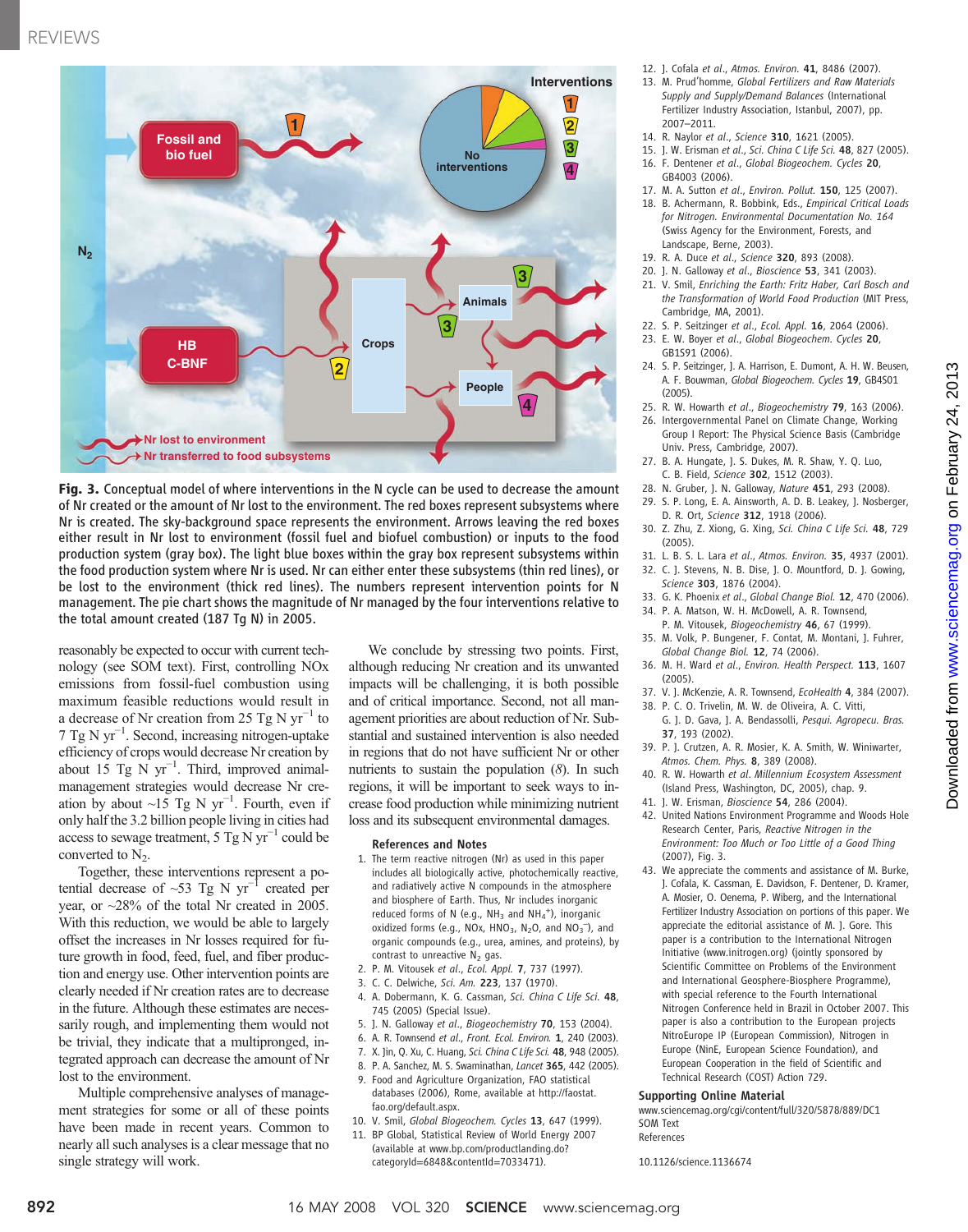Interventions

1

2

3

4

No interventions

Fossil and bio fuel

1

$N_2$

HB C-BNF

2

Crops

3

Animals

3

People

4

Nr lost to environment

Nr transferred to food subsystems

**Fig. 3.** Conceptual model of where interventions in the N cycle can be used to decrease the amount of Nr created or the amount of Nr lost to the environment. The red boxes represent subsystems where Nr is created. The sky-background space represents the environment. Arrows leaving the red boxes either result in Nr lost to environment (fossil fuel and biofuel combustion) or inputs to the food production system (gray box). The light blue boxes within the gray box represent subsystems within the food production system where Nr is used. Nr can either enter these subsystems (thin red lines), or be lost to the environment (thick red lines). The numbers represent intervention points for N management. The pie chart shows the magnitude of Nr managed by the four interventions relative to the total amount created (187 Tg N) in 2005.

reasonably be expected to occur with current technology (see SOM text). First, controlling NOx emissions from fossil-fuel combustion using maximum feasible reductions would result in a decrease of Nr creation from 25 Tg N $yr^{-1}$ to 7 Tg N $yr^{-1}$. Second, increasing nitrogen-uptake efficiency of crops would decrease Nr creation by about 15 Tg N $yr^{-1}$. Third, improved animal-management strategies would decrease Nr creation by about ~15 Tg N $yr^{-1}$. Fourth, even if only half the 3.2 billion people living in cities had access to sewage treatment, 5 Tg N $yr^{-1}$ could be converted to $N_2$.

Together, these interventions represent a potential decrease of ~53 Tg N $yr^{-1}$ created per year, or ~28% of the total Nr created in 2005. With this reduction, we would be able to largely offset the increases in Nr losses required for future growth in food, feed, fuel, and fiber production and energy use. Other intervention points are clearly needed if Nr creation rates are to decrease in the future. Although these estimates are necessarily rough, and implementing them would not be trivial, they indicate that a multipronged, integrated approach can decrease the amount of Nr lost to the environment.

Multiple comprehensive analyses of management strategies for some or all of these points have been made in recent years. Common to nearly all such analyses is a clear message that no single strategy will work.

We conclude by stressing two points. First, although reducing Nr creation and its unwanted impacts will be challenging, it is both possible and of critical importance. Second, not all management priorities are about reduction of Nr. Substantial and sustained intervention is also needed in regions that do not have sufficient Nr or other nutrients to sustain the population (*8*). In such regions, it will be important to seek ways to increase food production while minimizing nutrient loss and its subsequent environmental damages.

### References and Notes

1. The term reactive nitrogen (Nr) as used in this paper includes all biologically active, photochemically reactive, and radiatively active N compounds in the atmosphere and biosphere of Earth. Thus, Nr includes inorganic reduced forms of N (e.g., $NH_3$ and $NH_4^+$), inorganic oxidized forms (e.g., NOx, $HNO_3$, $N_2O$, and $NO_3^-$), and organic compounds (e.g., urea, amines, and proteins), by contrast to unreactive $N_2$ gas.
2. P. M. Vitousek *et al.*, *Ecol. Appl.* **7**, 737 (1997).
3. C. C. Delwiche, *Sci. Am.* **223**, 137 (1970).
4. A. Dobermann, K. G. Cassman, *Sci. China C Life Sci.* **48**, 745 (2005) (Special Issue).
5. J. N. Galloway *et al.*, *Biogeochemistry* **70**, 153 (2004).
6. A. R. Townsend *et al.*, *Front. Ecol. Environ.* **1**, 240 (2003).
7. X. Jin, Q. Xu, C. Huang, *Sci. China C Life Sci.* **48**, 948 (2005).
8. P. A. Sanchez, M. S. Swaminathan, *Lancet* **365**, 442 (2005).
9. Food and Agriculture Organization, FAO statistical databases (2006), Rome, available at http://faostat.fao.org/default.aspx.
10. V. Smil, *Global Biogeochem. Cycles* **13**, 647 (1999).
11. BP Global, Statistical Review of World Energy 2007 (available at www.bp.com/productlanding.do?categoryId=6848&contentId=7033471).
12. J. Cofala *et al.*, *Atmos. Environ.* **41**, 8486 (2007).
13. M. Prud'homme, *Global Fertilizers and Raw Materials Supply and Supply/Demand Balances* (International Fertilizer Industry Association, Istanbul, 2007), pp. 2007–2011.
14. R. Naylor *et al.*, *Science* **310**, 1621 (2005).
15. J. W. Erisman *et al.*, *Sci. China C Life Sci.* **48**, 827 (2005).
16. F. Dentener *et al.*, *Global Biogeochem. Cycles* **20**, GB4003 (2006).
17. M. A. Sutton *et al.*, *Environ. Pollut.* **150**, 125 (2007).
18. B. Achermann, R. Bobbink, Eds., *Empirical Critical Loads for Nitrogen. Environmental Documentation No. 164* (Swiss Agency for the Environment, Forests, and Landscape, Berne, 2003).
19. R. A. Duce *et al.*, *Science* **320**, 893 (2008).
20. J. N. Galloway *et al.*, *Bioscience* **53**, 341 (2003).
21. V. Smil, *Enriching the Earth: Fritz Haber, Carl Bosch and the Transformation of World Food Production* (MIT Press, Cambridge, MA, 2001).
22. S. P. Seitzinger *et al.*, *Ecol. Appl.* **16**, 2064 (2006).
23. E. W. Boyer *et al.*, *Global Biogeochem. Cycles* **20**, GB1S91 (2006).
24. S. P. Seitzinger, J. A. Harrison, E. Dumont, A. H. W. Beusen, A. F. Bouwman, *Global Biogeochem. Cycles* **19**, GB4S01 (2005).
25. R. W. Howarth *et al.*, *Biogeochemistry* **79**, 163 (2006).
26. Intergovernmental Panel on Climate Change, Working Group I Report: The Physical Science Basis (Cambridge Univ. Press, Cambridge, 2007).
27. B. A. Hungate, J. S. Dukes, M. R. Shaw, Y. Q. Luo, C. B. Field, *Science* **302**, 1512 (2003).
28. N. Gruber, J. N. Galloway, *Nature* **451**, 293 (2008).
29. S. P. Long, E. A. Ainsworth, A. D. B. Leakey, J. Nosberger, D. R. Ort, *Science* **312**, 1918 (2006).
30. Z. Zhu, Z. Xiong, G. Xing, *Sci. China C Life Sci.* **48**, 729 (2005).
31. L. B. S. L. Lara *et al.*, *Atmos. Environ.* **35**, 4937 (2001).
32. C. J. Stevens, N. B. Dise, J. O. Mountford, D. J. Gowing, *Science* **303**, 1876 (2004).
33. G. K. Phoenix *et al.*, *Global Change Biol.* **12**, 470 (2006).
34. P. A. Matson, W. H. McDowell, A. R. Townsend, P. M. Vitousek, *Biogeochemistry* **46**, 67 (1999).
35. M. Volk, P. Bungener, F. Contat, M. Montani, J. Fuhrer, *Global Change Biol.* **12**, 74 (2006).
36. M. H. Ward *et al.*, *Environ. Health Perspect.* **113**, 1607 (2005).
37. V. J. McKenzie, A. R. Townsend, *EcoHealth* **4**, 384 (2007).
38. P. C. O. Trivelin, M. W. de Oliveira, A. C. Vitti, G. J. D. Gava, J. A. Bendassolli, *Pesqui. Agropecu. Bras.* **37**, 193 (2002).
39. P. J. Crutzen, A. R. Mosier, K. A. Smith, W. Winiwarter, *Atmos. Chem. Phys.* **8**, 389 (2008).
40. R. W. Howarth *et al.* *Millennium Ecosystem Assessment* (Island Press, Washington, DC, 2005), chap. 9.
41. J. W. Erisman, *Bioscience* **54**, 286 (2004).
42. United Nations Environment Programme and Woods Hole Research Center, Paris, *Reactive Nitrogen in the Environment: Too Much or Too Little of a Good Thing* (2007), Fig. 3.
43. We appreciate the comments and assistance of M. Burke, J. Cofala, K. Cassman, E. Davidson, F. Dentener, D. Kramer, A. Mosier, O. Oenema, P. Wiberg, and the International Fertilizer Industry Association on portions of this paper. We appreciate the editorial assistance of M. J. Gore. This paper is a contribution to the International Nitrogen Initiative (www.initrogen.org) (jointly sponsored by Scientific Committee on Problems of the Environment and International Geosphere-Biosphere Programme), with special reference to the Fourth International Nitrogen Conference held in Brazil in October 2007. This paper is also a contribution to the European projects NitroEurope IP (European Commission), Nitrogen in Europe (NinE, European Science Foundation), and European Cooperation in the field of Scientific and Technical Research (COST) Action 729.

### Supporting Online Material

www.sciencemag.org/cgi/content/full/320/5878/889/DC1
SOM Text
References

10.1126/science.1136674